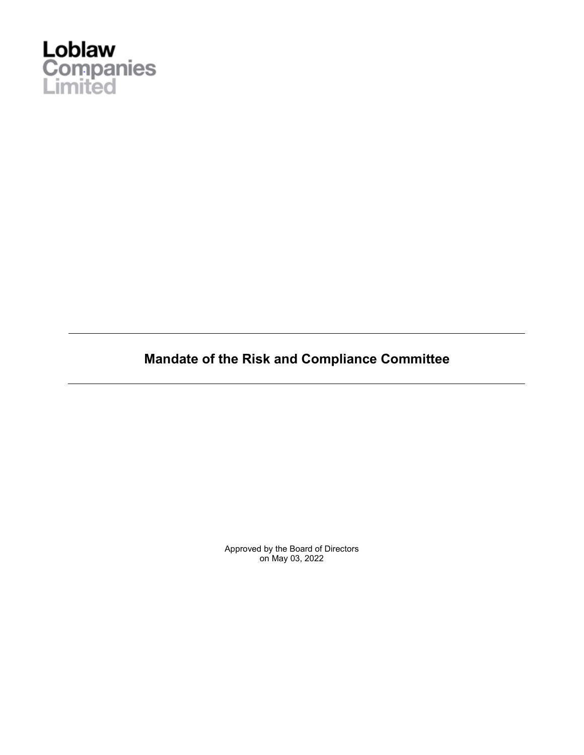Loblaw
Companies
Limited

---

# Mandate of the Risk and Compliance Committee

---

Approved by the Board of Directors
on May 03, 2022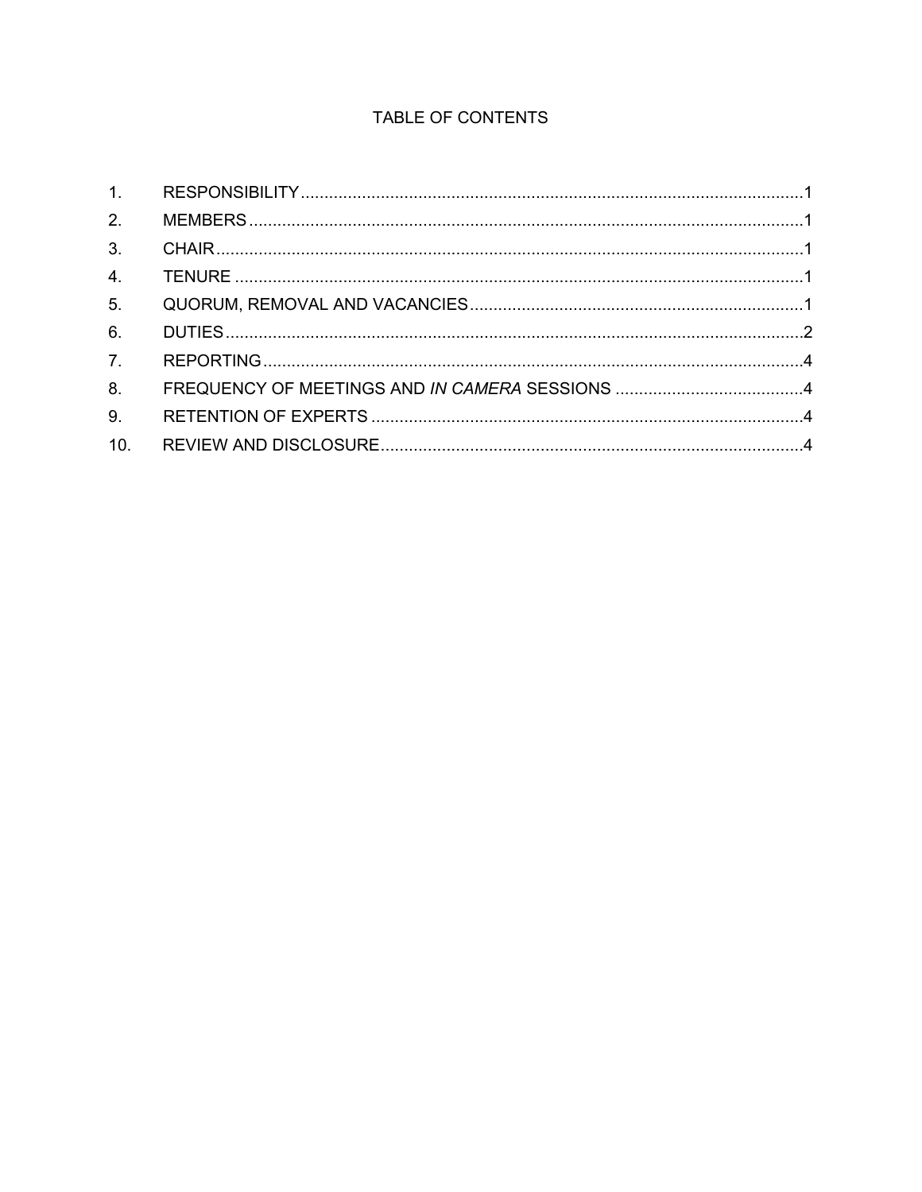# TABLE OF CONTENTS

| | | |
|---|---|---|
| 1. | RESPONSIBILITY | 1 |
| 2. | MEMBERS | 1 |
| 3. | CHAIR | 1 |
| 4. | TENURE | 1 |
| 5. | QUORUM, REMOVAL AND VACANCIES | 1 |
| 6. | DUTIES | 2 |
| 7. | REPORTING | 4 |
| 8. | FREQUENCY OF MEETINGS AND *IN CAMERA* SESSIONS | 4 |
| 9. | RETENTION OF EXPERTS | 4 |
| 10. | REVIEW AND DISCLOSURE | 4 |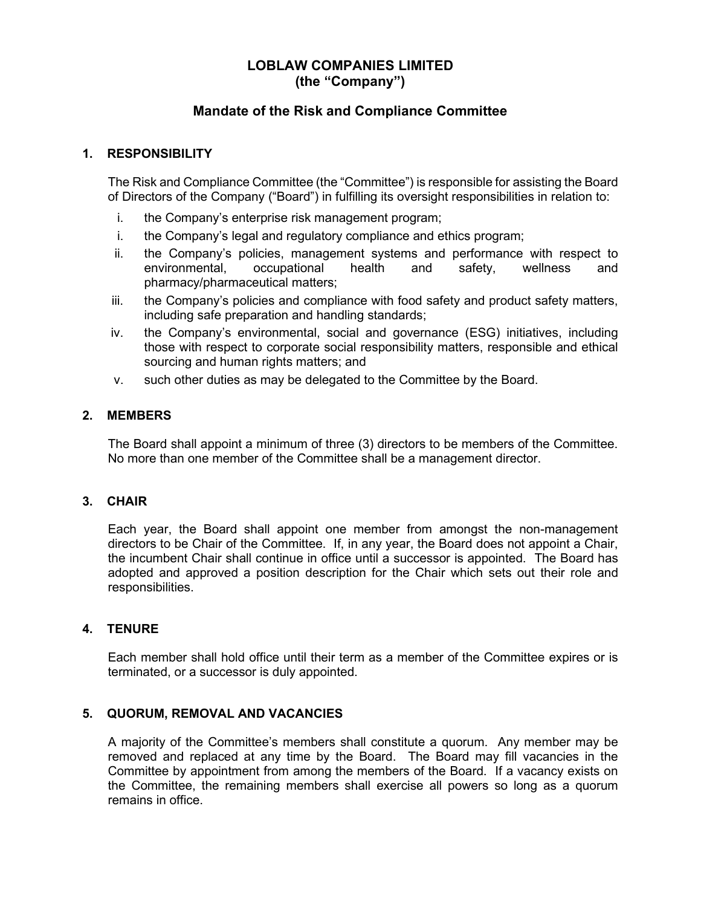**LOBLAW COMPANIES LIMITED**
**(the "Company")**

## Mandate of the Risk and Compliance Committee

### 1. RESPONSIBILITY

The Risk and Compliance Committee (the "Committee") is responsible for assisting the Board of Directors of the Company ("Board") in fulfilling its oversight responsibilities in relation to:

i. the Company's enterprise risk management program;

i. the Company's legal and regulatory compliance and ethics program;

ii. the Company's policies, management systems and performance with respect to environmental, occupational health and safety, wellness and pharmacy/pharmaceutical matters;

iii. the Company's policies and compliance with food safety and product safety matters, including safe preparation and handling standards;

iv. the Company's environmental, social and governance (ESG) initiatives, including those with respect to corporate social responsibility matters, responsible and ethical sourcing and human rights matters; and

v. such other duties as may be delegated to the Committee by the Board.

### 2. MEMBERS

The Board shall appoint a minimum of three (3) directors to be members of the Committee. No more than one member of the Committee shall be a management director.

### 3. CHAIR

Each year, the Board shall appoint one member from amongst the non-management directors to be Chair of the Committee. If, in any year, the Board does not appoint a Chair, the incumbent Chair shall continue in office until a successor is appointed. The Board has adopted and approved a position description for the Chair which sets out their role and responsibilities.

### 4. TENURE

Each member shall hold office until their term as a member of the Committee expires or is terminated, or a successor is duly appointed.

### 5. QUORUM, REMOVAL AND VACANCIES

A majority of the Committee's members shall constitute a quorum. Any member may be removed and replaced at any time by the Board. The Board may fill vacancies in the Committee by appointment from among the members of the Board. If a vacancy exists on the Committee, the remaining members shall exercise all powers so long as a quorum remains in office.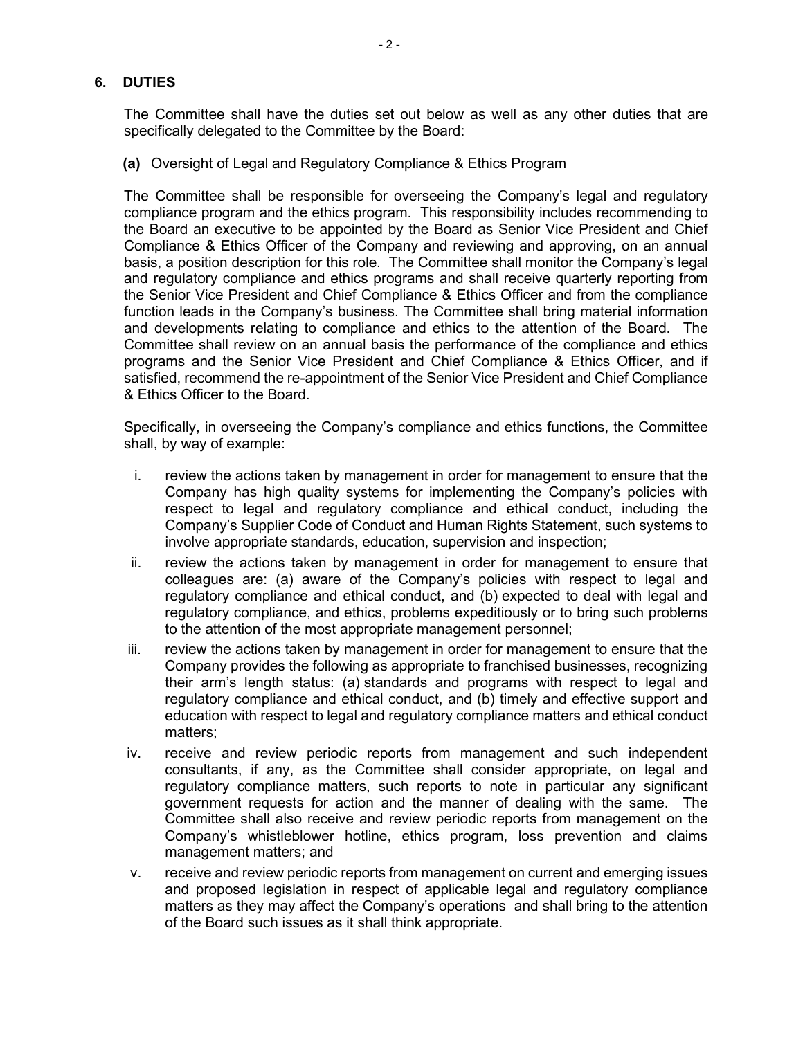## 6. DUTIES

The Committee shall have the duties set out below as well as any other duties that are specifically delegated to the Committee by the Board:

**(a)** Oversight of Legal and Regulatory Compliance & Ethics Program

The Committee shall be responsible for overseeing the Company's legal and regulatory compliance program and the ethics program. This responsibility includes recommending to the Board an executive to be appointed by the Board as Senior Vice President and Chief Compliance & Ethics Officer of the Company and reviewing and approving, on an annual basis, a position description for this role. The Committee shall monitor the Company's legal and regulatory compliance and ethics programs and shall receive quarterly reporting from the Senior Vice President and Chief Compliance & Ethics Officer and from the compliance function leads in the Company's business. The Committee shall bring material information and developments relating to compliance and ethics to the attention of the Board. The Committee shall review on an annual basis the performance of the compliance and ethics programs and the Senior Vice President and Chief Compliance & Ethics Officer, and if satisfied, recommend the re-appointment of the Senior Vice President and Chief Compliance & Ethics Officer to the Board.

Specifically, in overseeing the Company's compliance and ethics functions, the Committee shall, by way of example:

i. review the actions taken by management in order for management to ensure that the Company has high quality systems for implementing the Company's policies with respect to legal and regulatory compliance and ethical conduct, including the Company's Supplier Code of Conduct and Human Rights Statement, such systems to involve appropriate standards, education, supervision and inspection;

ii. review the actions taken by management in order for management to ensure that colleagues are: (a) aware of the Company's policies with respect to legal and regulatory compliance and ethical conduct, and (b) expected to deal with legal and regulatory compliance, and ethics, problems expeditiously or to bring such problems to the attention of the most appropriate management personnel;

iii. review the actions taken by management in order for management to ensure that the Company provides the following as appropriate to franchised businesses, recognizing their arm's length status: (a) standards and programs with respect to legal and regulatory compliance and ethical conduct, and (b) timely and effective support and education with respect to legal and regulatory compliance matters and ethical conduct matters;

iv. receive and review periodic reports from management and such independent consultants, if any, as the Committee shall consider appropriate, on legal and regulatory compliance matters, such reports to note in particular any significant government requests for action and the manner of dealing with the same. The Committee shall also receive and review periodic reports from management on the Company's whistleblower hotline, ethics program, loss prevention and claims management matters; and

v. receive and review periodic reports from management on current and emerging issues and proposed legislation in respect of applicable legal and regulatory compliance matters as they may affect the Company's operations and shall bring to the attention of the Board such issues as it shall think appropriate.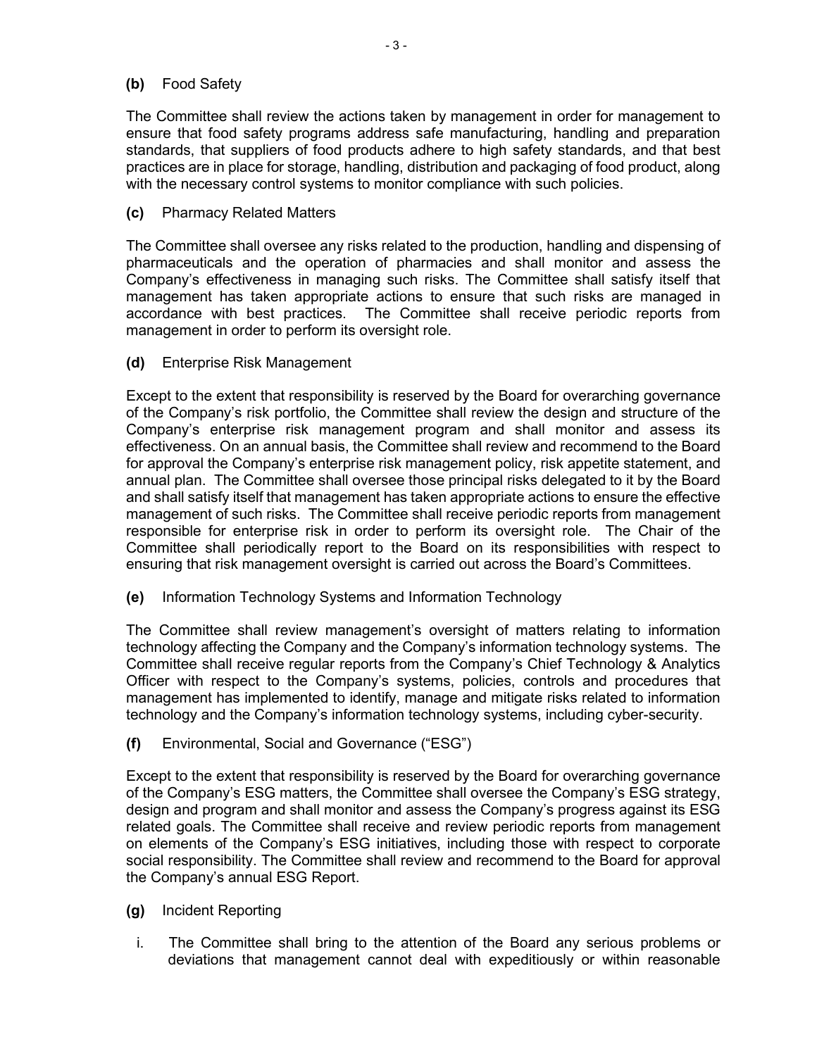**(b)** Food Safety

The Committee shall review the actions taken by management in order for management to ensure that food safety programs address safe manufacturing, handling and preparation standards, that suppliers of food products adhere to high safety standards, and that best practices are in place for storage, handling, distribution and packaging of food product, along with the necessary control systems to monitor compliance with such policies.

**(c)** Pharmacy Related Matters

The Committee shall oversee any risks related to the production, handling and dispensing of pharmaceuticals and the operation of pharmacies and shall monitor and assess the Company's effectiveness in managing such risks. The Committee shall satisfy itself that management has taken appropriate actions to ensure that such risks are managed in accordance with best practices. The Committee shall receive periodic reports from management in order to perform its oversight role.

**(d)** Enterprise Risk Management

Except to the extent that responsibility is reserved by the Board for overarching governance of the Company's risk portfolio, the Committee shall review the design and structure of the Company's enterprise risk management program and shall monitor and assess its effectiveness. On an annual basis, the Committee shall review and recommend to the Board for approval the Company's enterprise risk management policy, risk appetite statement, and annual plan. The Committee shall oversee those principal risks delegated to it by the Board and shall satisfy itself that management has taken appropriate actions to ensure the effective management of such risks. The Committee shall receive periodic reports from management responsible for enterprise risk in order to perform its oversight role. The Chair of the Committee shall periodically report to the Board on its responsibilities with respect to ensuring that risk management oversight is carried out across the Board's Committees.

**(e)** Information Technology Systems and Information Technology

The Committee shall review management's oversight of matters relating to information technology affecting the Company and the Company's information technology systems. The Committee shall receive regular reports from the Company's Chief Technology & Analytics Officer with respect to the Company's systems, policies, controls and procedures that management has implemented to identify, manage and mitigate risks related to information technology and the Company's information technology systems, including cyber-security.

**(f)** Environmental, Social and Governance ("ESG")

Except to the extent that responsibility is reserved by the Board for overarching governance of the Company's ESG matters, the Committee shall oversee the Company's ESG strategy, design and program and shall monitor and assess the Company's progress against its ESG related goals. The Committee shall receive and review periodic reports from management on elements of the Company's ESG initiatives, including those with respect to corporate social responsibility. The Committee shall review and recommend to the Board for approval the Company's annual ESG Report.

**(g)** Incident Reporting

i. The Committee shall bring to the attention of the Board any serious problems or deviations that management cannot deal with expeditiously or within reasonable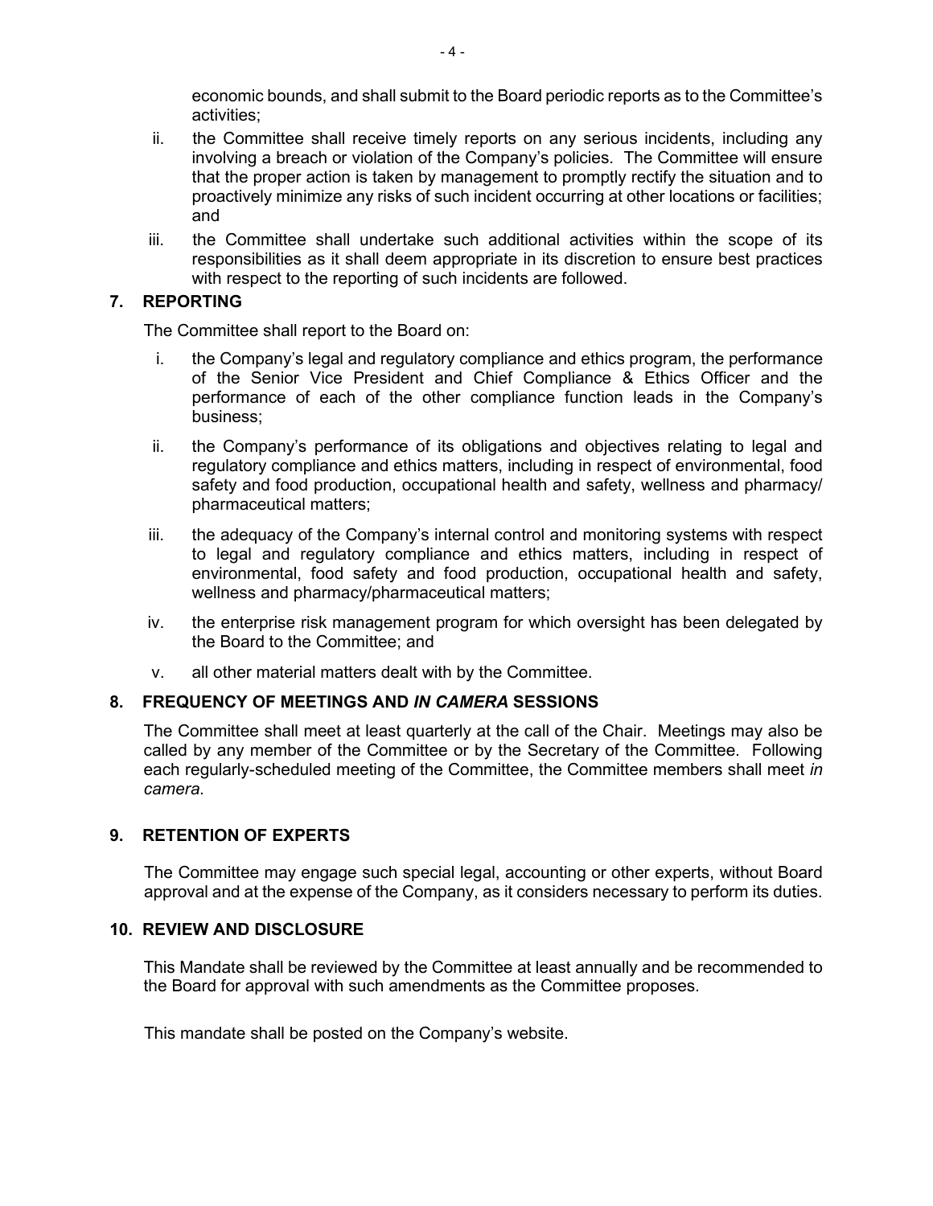economic bounds, and shall submit to the Board periodic reports as to the Committee's activities;

ii. the Committee shall receive timely reports on any serious incidents, including any involving a breach or violation of the Company's policies. The Committee will ensure that the proper action is taken by management to promptly rectify the situation and to proactively minimize any risks of such incident occurring at other locations or facilities; and

iii. the Committee shall undertake such additional activities within the scope of its responsibilities as it shall deem appropriate in its discretion to ensure best practices with respect to the reporting of such incidents are followed.

## 7. REPORTING

The Committee shall report to the Board on:

i. the Company's legal and regulatory compliance and ethics program, the performance of the Senior Vice President and Chief Compliance & Ethics Officer and the performance of each of the other compliance function leads in the Company's business;

ii. the Company's performance of its obligations and objectives relating to legal and regulatory compliance and ethics matters, including in respect of environmental, food safety and food production, occupational health and safety, wellness and pharmacy/ pharmaceutical matters;

iii. the adequacy of the Company's internal control and monitoring systems with respect to legal and regulatory compliance and ethics matters, including in respect of environmental, food safety and food production, occupational health and safety, wellness and pharmacy/pharmaceutical matters;

iv. the enterprise risk management program for which oversight has been delegated by the Board to the Committee; and

v. all other material matters dealt with by the Committee.

## 8. FREQUENCY OF MEETINGS AND *IN CAMERA* SESSIONS

The Committee shall meet at least quarterly at the call of the Chair. Meetings may also be called by any member of the Committee or by the Secretary of the Committee. Following each regularly-scheduled meeting of the Committee, the Committee members shall meet *in camera*.

## 9. RETENTION OF EXPERTS

The Committee may engage such special legal, accounting or other experts, without Board approval and at the expense of the Company, as it considers necessary to perform its duties.

## 10. REVIEW AND DISCLOSURE

This Mandate shall be reviewed by the Committee at least annually and be recommended to the Board for approval with such amendments as the Committee proposes.

This mandate shall be posted on the Company's website.